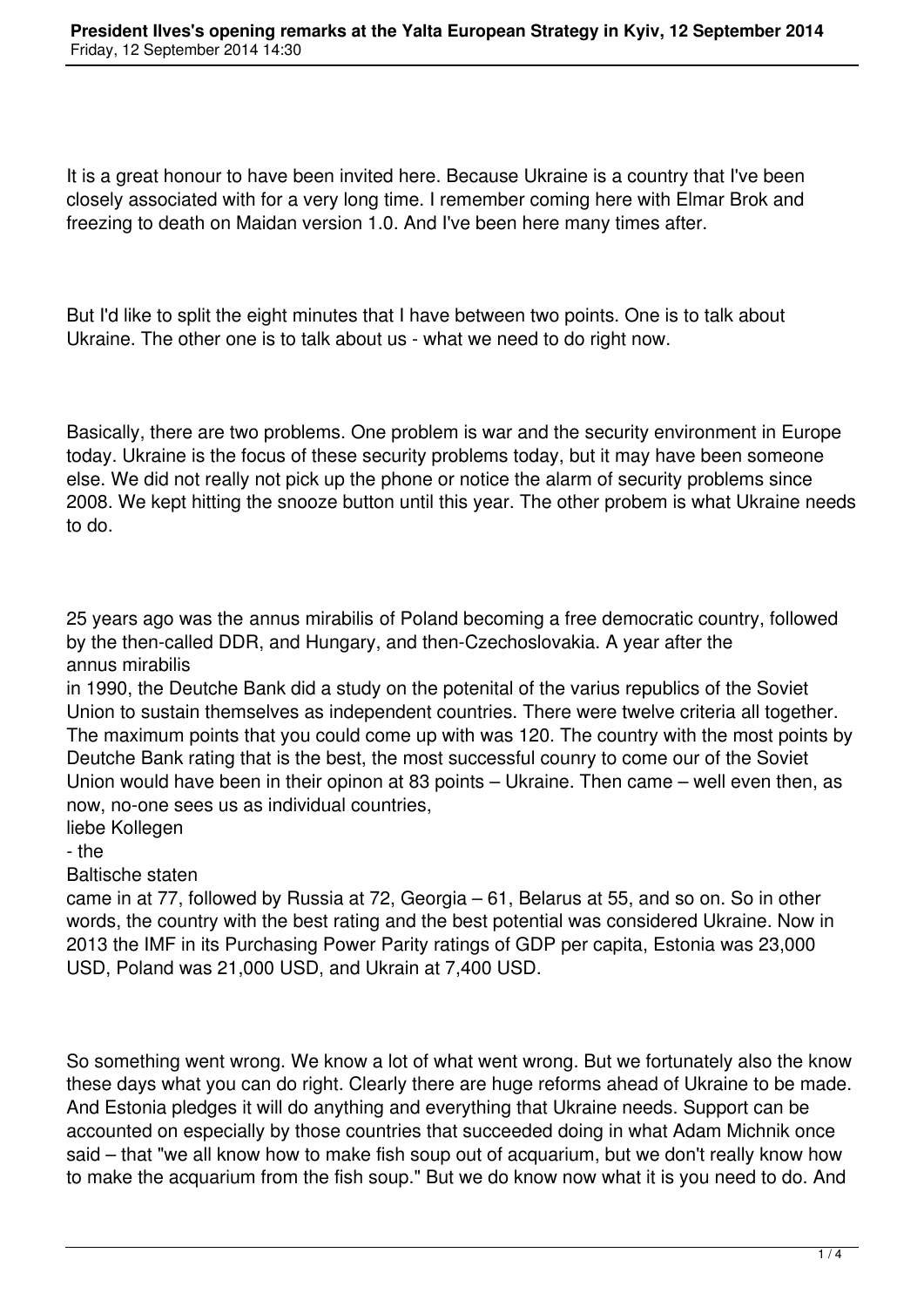# President Ilves's opening remarks at the Yalta European Strategy in Kyiv, 12 September 2014

Friday, 12 September 2014 14:30

It is a great honour to have been invited here. Because Ukraine is a country that I've been closely associated with for a very long time. I remember coming here with Elmar Brok and freezing to death on Maidan version 1.0. And I've been here many times after.

But I'd like to split the eight minutes that I have between two points. One is to talk about Ukraine. The other one is to talk about us - what we need to do right now.

Basically, there are two problems. One problem is war and the security environment in Europe today. Ukraine is the focus of these security problems today, but it may have been someone else. We did not really not pick up the phone or notice the alarm of security problems since 2008. We kept hitting the snooze button until this year. The other probem is what Ukraine needs to do.

25 years ago was the annus mirabilis of Poland becoming a free democratic country, followed by the then-called DDR, and Hungary, and then-Czechoslovakia. A year after the *annus mirabilis* in 1990, the Deutche Bank did a study on the potenital of the varius republics of the Soviet Union to sustain themselves as independent countries. There were twelve criteria all together. The maximum points that you could come up with was 120. The country with the most points by Deutche Bank rating that is the best, the most successful counry to come our of the Soviet Union would have been in their opinon at 83 points – Ukraine. Then came – well even then, as now, no-one sees us as individual countries, *liebe Kollegen* - the *Baltische staten* came in at 77, followed by Russia at 72, Georgia – 61, Belarus at 55, and so on. So in other words, the country with the best rating and the best potential was considered Ukraine. Now in 2013 the IMF in its Purchasing Power Parity ratings of GDP per capita, Estonia was 23,000 USD, Poland was 21,000 USD, and Ukrain at 7,400 USD.

So something went wrong. We know a lot of what went wrong. But we fortunately also the know these days what you can do right. Clearly there are huge reforms ahead of Ukraine to be made. And Estonia pledges it will do anything and everything that Ukraine needs. Support can be accounted on especially by those countries that succeeded doing in what Adam Michnik once said – that "we all know how to make fish soup out of acquarium, but we don't really know how to make the acquarium from the fish soup." But we do know now what it is you need to do. And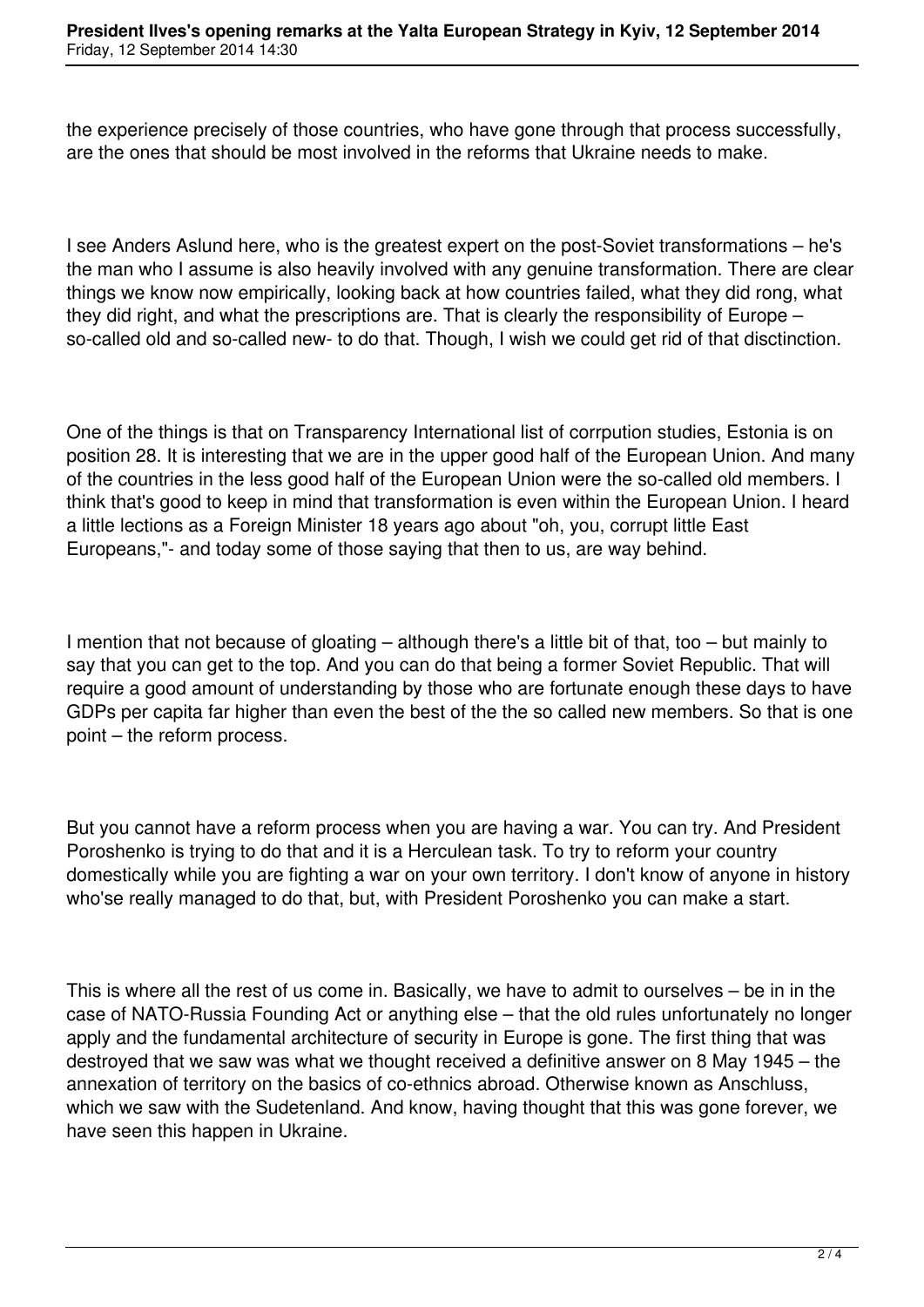the experience precisely of those countries, who have gone through that process successfully, are the ones that should be most involved in the reforms that Ukraine needs to make.

I see Anders Aslund here, who is the greatest expert on the post-Soviet transformations – he's the man who I assume is also heavily involved with any genuine transformation. There are clear things we know now empirically, looking back at how countries failed, what they did rong, what they did right, and what the prescriptions are. That is clearly the responsibility of Europe – so-called old and so-called new- to do that. Though, I wish we could get rid of that disctinction.

One of the things is that on Transparency International list of corrpution studies, Estonia is on position 28. It is interesting that we are in the upper good half of the European Union. And many of the countries in the less good half of the European Union were the so-called old members. I think that's good to keep in mind that transformation is even within the European Union. I heard a little lections as a Foreign Minister 18 years ago about "oh, you, corrupt little East Europeans,"- and today some of those saying that then to us, are way behind.

I mention that not because of gloating – although there's a little bit of that, too – but mainly to say that you can get to the top. And you can do that being a former Soviet Republic. That will require a good amount of understanding by those who are fortunate enough these days to have GDPs per capita far higher than even the best of the the so called new members. So that is one point – the reform process.

But you cannot have a reform process when you are having a war. You can try. And President Poroshenko is trying to do that and it is a Herculean task. To try to reform your country domestically while you are fighting a war on your own territory. I don't know of anyone in history who'se really managed to do that, but, with President Poroshenko you can make a start.

This is where all the rest of us come in. Basically, we have to admit to ourselves – be in in the case of NATO-Russia Founding Act or anything else – that the old rules unfortunately no longer apply and the fundamental architecture of security in Europe is gone. The first thing that was destroyed that we saw was what we thought received a definitive answer on 8 May 1945 – the annexation of territory on the basics of co-ethnics abroad. Otherwise known as Anschluss, which we saw with the Sudetenland. And know, having thought that this was gone forever, we have seen this happen in Ukraine.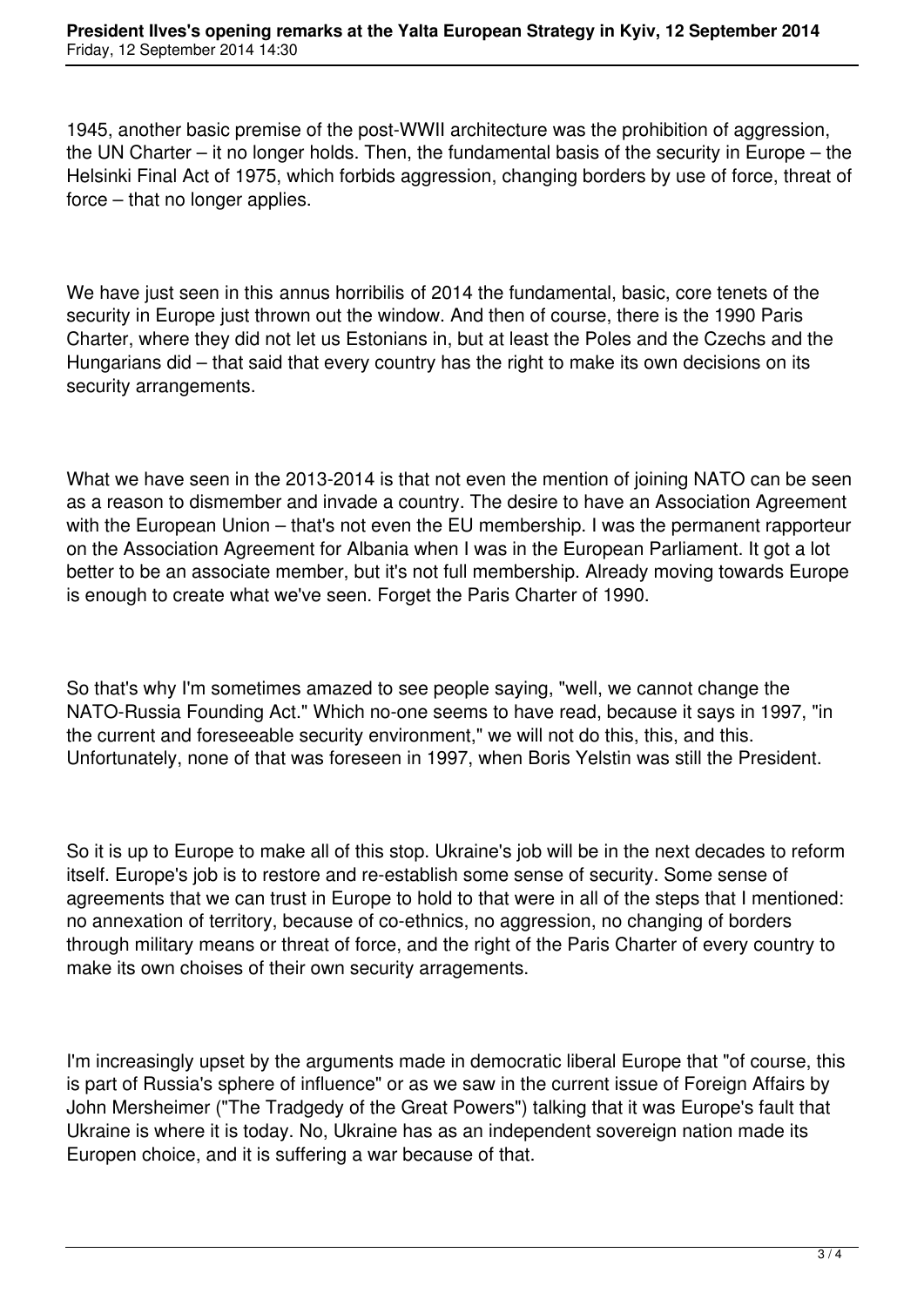1945, another basic premise of the post-WWII architecture was the prohibition of aggression, the UN Charter – it no longer holds. Then, the fundamental basis of the security in Europe – the Helsinki Final Act of 1975, which forbids aggression, changing borders by use of force, threat of force – that no longer applies.

We have just seen in this annus horribilis of 2014 the fundamental, basic, core tenets of the security in Europe just thrown out the window. And then of course, there is the 1990 Paris Charter, where they did not let us Estonians in, but at least the Poles and the Czechs and the Hungarians did – that said that every country has the right to make its own decisions on its security arrangements.

What we have seen in the 2013-2014 is that not even the mention of joining NATO can be seen as a reason to dismember and invade a country. The desire to have an Association Agreement with the European Union – that's not even the EU membership. I was the permanent rapporteur on the Association Agreement for Albania when I was in the European Parliament. It got a lot better to be an associate member, but it's not full membership. Already moving towards Europe is enough to create what we've seen. Forget the Paris Charter of 1990.

So that's why I'm sometimes amazed to see people saying, "well, we cannot change the NATO-Russia Founding Act." Which no-one seems to have read, because it says in 1997, "in the current and foreseeable security environment," we will not do this, this, and this. Unfortunately, none of that was foreseen in 1997, when Boris Yelstin was still the President.

So it is up to Europe to make all of this stop. Ukraine's job will be in the next decades to reform itself. Europe's job is to restore and re-establish some sense of security. Some sense of agreements that we can trust in Europe to hold to that were in all of the steps that I mentioned: no annexation of territory, because of co-ethnics, no aggression, no changing of borders through military means or threat of force, and the right of the Paris Charter of every country to make its own choises of their own security arragements.

I'm increasingly upset by the arguments made in democratic liberal Europe that "of course, this is part of Russia's sphere of influence" or as we saw in the current issue of Foreign Affairs by John Mersheimer ("The Tradgedy of the Great Powers") talking that it was Europe's fault that Ukraine is where it is today. No, Ukraine has as an independent sovereign nation made its Europen choice, and it is suffering a war because of that.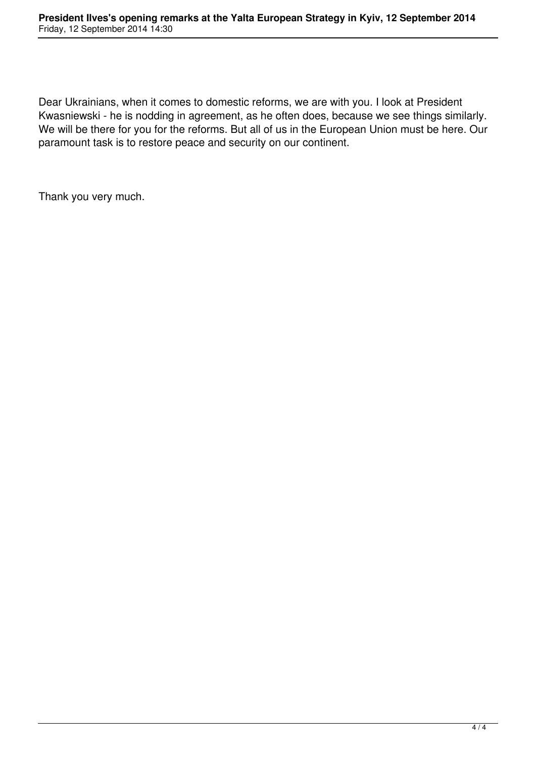Dear Ukrainians, when it comes to domestic reforms, we are with you. I look at President Kwasniewski - he is nodding in agreement, as he often does, because we see things similarly. We will be there for you for the reforms. But all of us in the European Union must be here. Our paramount task is to restore peace and security on our continent.

Thank you very much.